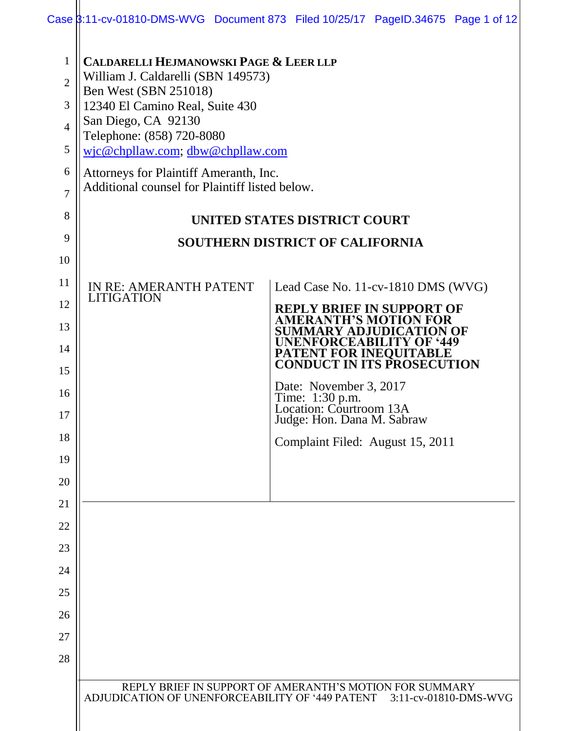**CALDARELLI HEJMANOWSKI PAGE & LEER LLP**
William J. Caldarelli (SBN 149573)
Ben West (SBN 251018)
12340 El Camino Real, Suite 430
San Diego, CA 92130
Telephone: (858) 720-8080
wjc@chpllaw.com; dbw@chpllaw.com

Attorneys for Plaintiff Ameranth, Inc.
Additional counsel for Plaintiff listed below.

**UNITED STATES DISTRICT COURT**

**SOUTHERN DISTRICT OF CALIFORNIA**

| IN RE: AMERANTH PATENT LITIGATION | Lead Case No. 11-cv-1810 DMS (WVG)<br><br>**REPLY BRIEF IN SUPPORT OF AMERANTH'S MOTION FOR SUMMARY ADJUDICATION OF UNENFORCEABILITY OF '449 PATENT FOR INEQUITABLE CONDUCT IN ITS PROSECUTION**<br><br>Date: November 3, 2017<br>Time: 1:30 p.m.<br>Location: Courtroom 13A<br>Judge: Hon. Dana M. Sabraw<br><br>Complaint Filed: August 15, 2011 |
|---|---|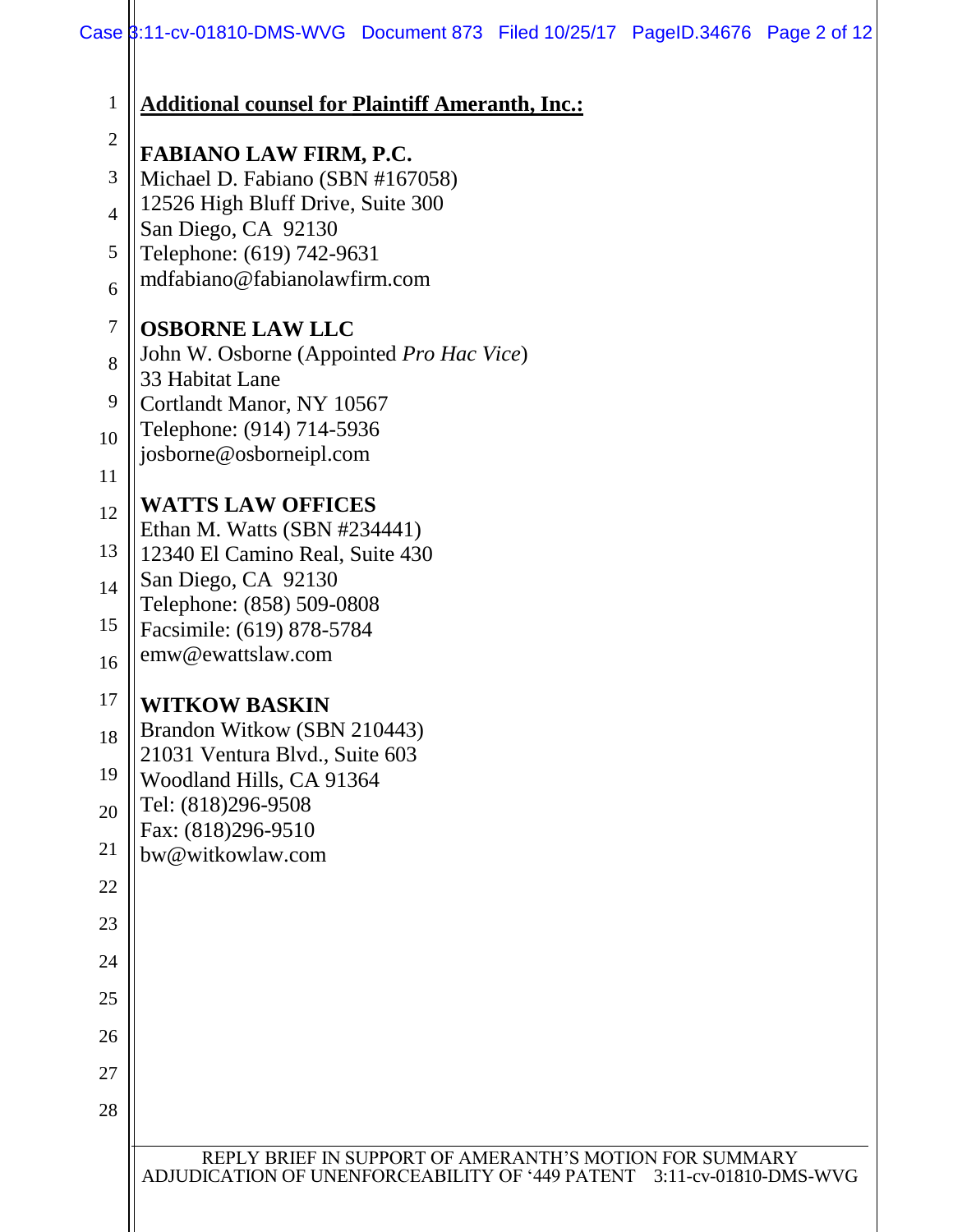**Additional counsel for Plaintiff Ameranth, Inc.:**

**FABIANO LAW FIRM, P.C.**
Michael D. Fabiano (SBN #167058)
12526 High Bluff Drive, Suite 300
San Diego, CA 92130
Telephone: (619) 742-9631
mdfabiano@fabianolawfirm.com

**OSBORNE LAW LLC**
John W. Osborne (Appointed *Pro Hac Vice*)
33 Habitat Lane
Cortlandt Manor, NY 10567
Telephone: (914) 714-5936
josborne@osborneipl.com

**WATTS LAW OFFICES**
Ethan M. Watts (SBN #234441)
12340 El Camino Real, Suite 430
San Diego, CA 92130
Telephone: (858) 509-0808
Facsimile: (619) 878-5784
emw@ewattslaw.com

**WITKOW BASKIN**
Brandon Witkow (SBN 210443)
21031 Ventura Blvd., Suite 603
Woodland Hills, CA 91364
Tel: (818)296-9508
Fax: (818)296-9510
bw@witkowlaw.com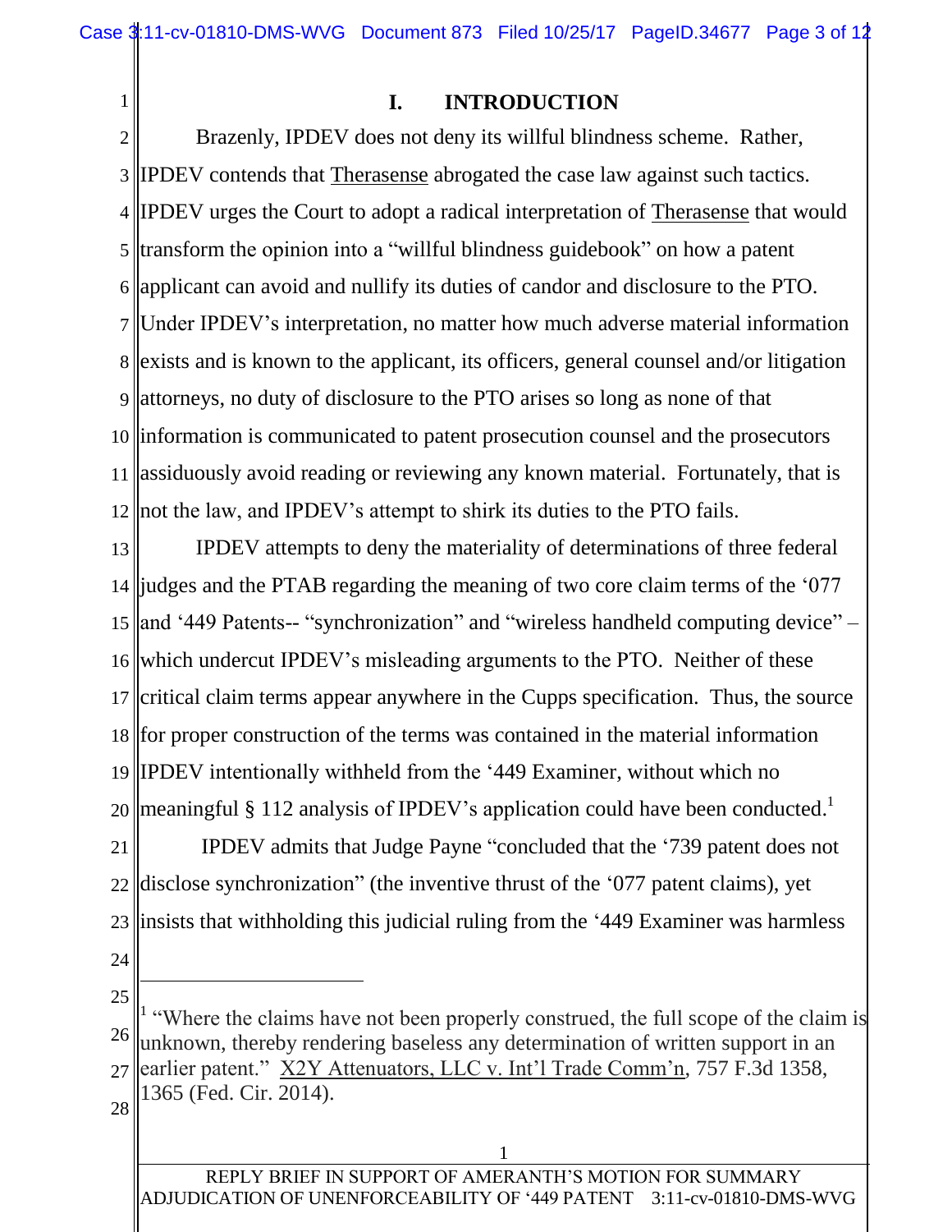## I. INTRODUCTION

Brazenly, IPDEV does not deny its willful blindness scheme. Rather, IPDEV contends that Therasense abrogated the case law against such tactics. IPDEV urges the Court to adopt a radical interpretation of Therasense that would transform the opinion into a "willful blindness guidebook" on how a patent applicant can avoid and nullify its duties of candor and disclosure to the PTO. Under IPDEV's interpretation, no matter how much adverse material information exists and is known to the applicant, its officers, general counsel and/or litigation attorneys, no duty of disclosure to the PTO arises so long as none of that information is communicated to patent prosecution counsel and the prosecutors assiduously avoid reading or reviewing any known material. Fortunately, that is not the law, and IPDEV's attempt to shirk its duties to the PTO fails.

IPDEV attempts to deny the materiality of determinations of three federal judges and the PTAB regarding the meaning of two core claim terms of the '077 and '449 Patents-- "synchronization" and "wireless handheld computing device" – which undercut IPDEV's misleading arguments to the PTO. Neither of these critical claim terms appear anywhere in the Cupps specification. Thus, the source for proper construction of the terms was contained in the material information IPDEV intentionally withheld from the '449 Examiner, without which no meaningful § 112 analysis of IPDEV's application could have been conducted.[1]

IPDEV admits that Judge Payne "concluded that the '739 patent does not disclose synchronization" (the inventive thrust of the '077 patent claims), yet insists that withholding this judicial ruling from the '449 Examiner was harmless

---

[1] "Where the claims have not been properly construed, the full scope of the claim is unknown, thereby rendering baseless any determination of written support in an earlier patent." X2Y Attenuators, LLC v. Int'l Trade Comm'n, 757 F.3d 1358, 1365 (Fed. Cir. 2014).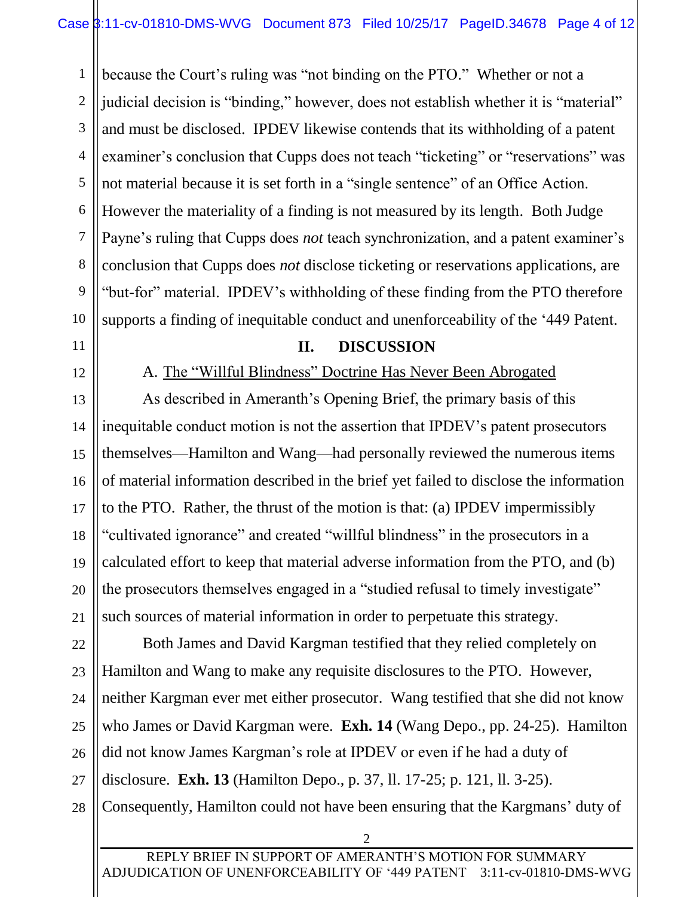because the Court's ruling was "not binding on the PTO." Whether or not a judicial decision is "binding," however, does not establish whether it is "material" and must be disclosed. IPDEV likewise contends that its withholding of a patent examiner's conclusion that Cupps does not teach "ticketing" or "reservations" was not material because it is set forth in a "single sentence" of an Office Action. However the materiality of a finding is not measured by its length. Both Judge Payne's ruling that Cupps does *not* teach synchronization, and a patent examiner's conclusion that Cupps does *not* disclose ticketing or reservations applications, are "but-for" material. IPDEV's withholding of these finding from the PTO therefore supports a finding of inequitable conduct and unenforceability of the '449 Patent.

## II. DISCUSSION

### A. The "Willful Blindness" Doctrine Has Never Been Abrogated

As described in Ameranth's Opening Brief, the primary basis of this inequitable conduct motion is not the assertion that IPDEV's patent prosecutors themselves—Hamilton and Wang—had personally reviewed the numerous items of material information described in the brief yet failed to disclose the information to the PTO. Rather, the thrust of the motion is that: (a) IPDEV impermissibly "cultivated ignorance" and created "willful blindness" in the prosecutors in a calculated effort to keep that material adverse information from the PTO, and (b) the prosecutors themselves engaged in a "studied refusal to timely investigate" such sources of material information in order to perpetuate this strategy.

Both James and David Kargman testified that they relied completely on Hamilton and Wang to make any requisite disclosures to the PTO. However, neither Kargman ever met either prosecutor. Wang testified that she did not know who James or David Kargman were. **Exh. 14** (Wang Depo., pp. 24-25). Hamilton did not know James Kargman's role at IPDEV or even if he had a duty of disclosure. **Exh. 13** (Hamilton Depo., p. 37, ll. 17-25; p. 121, ll. 3-25). Consequently, Hamilton could not have been ensuring that the Kargmans' duty of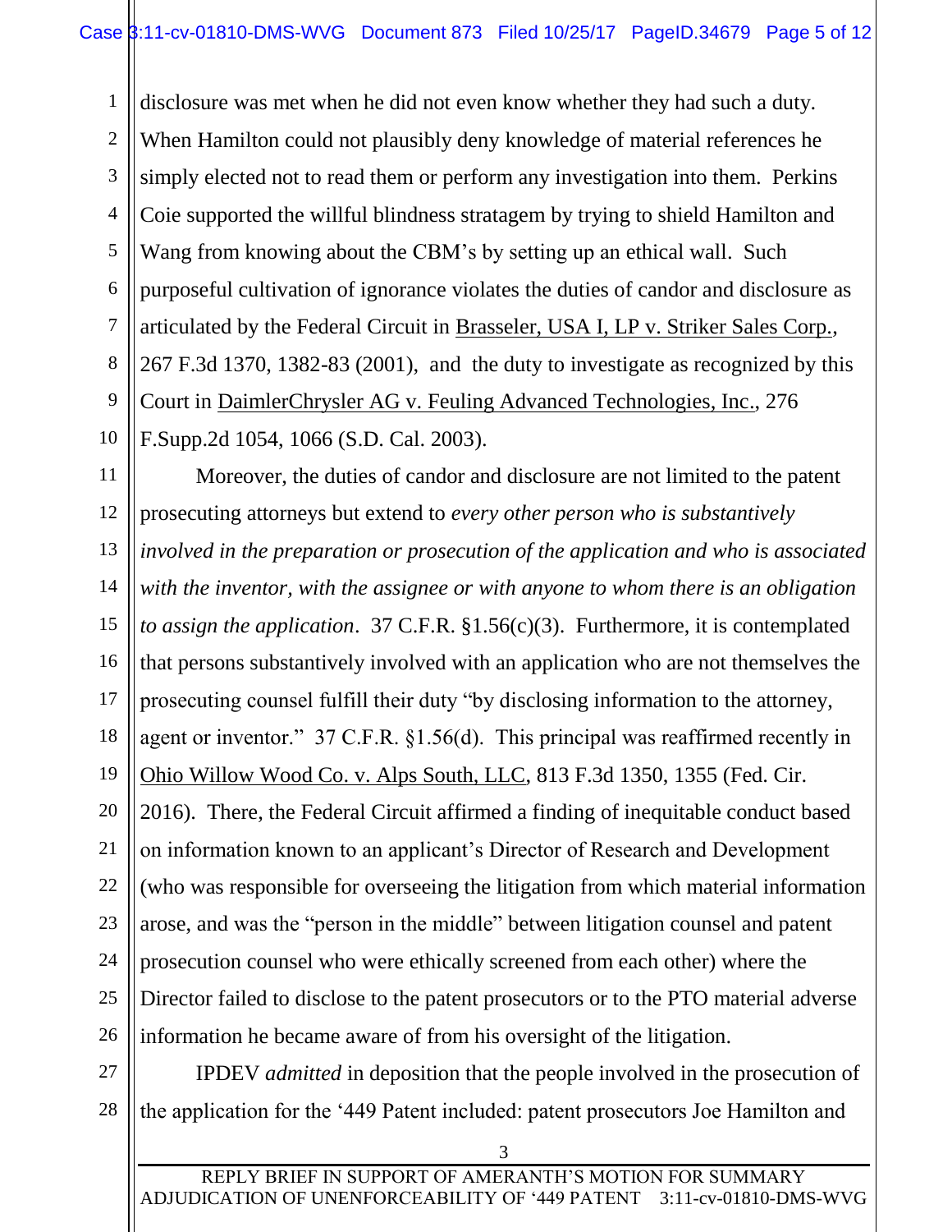disclosure was met when he did not even know whether they had such a duty. When Hamilton could not plausibly deny knowledge of material references he simply elected not to read them or perform any investigation into them. Perkins Coie supported the willful blindness stratagem by trying to shield Hamilton and Wang from knowing about the CBM's by setting up an ethical wall. Such purposeful cultivation of ignorance violates the duties of candor and disclosure as articulated by the Federal Circuit in Brasseler, USA I, LP v. Striker Sales Corp., 267 F.3d 1370, 1382-83 (2001), and the duty to investigate as recognized by this Court in DaimlerChrysler AG v. Feuling Advanced Technologies, Inc., 276 F.Supp.2d 1054, 1066 (S.D. Cal. 2003).

Moreover, the duties of candor and disclosure are not limited to the patent prosecuting attorneys but extend to *every other person who is substantively involved in the preparation or prosecution of the application and who is associated with the inventor, with the assignee or with anyone to whom there is an obligation to assign the application*. 37 C.F.R. §1.56(c)(3). Furthermore, it is contemplated that persons substantively involved with an application who are not themselves the prosecuting counsel fulfill their duty "by disclosing information to the attorney, agent or inventor." 37 C.F.R. §1.56(d). This principal was reaffirmed recently in Ohio Willow Wood Co. v. Alps South, LLC, 813 F.3d 1350, 1355 (Fed. Cir. 2016). There, the Federal Circuit affirmed a finding of inequitable conduct based on information known to an applicant's Director of Research and Development (who was responsible for overseeing the litigation from which material information arose, and was the "person in the middle" between litigation counsel and patent prosecution counsel who were ethically screened from each other) where the Director failed to disclose to the patent prosecutors or to the PTO material adverse information he became aware of from his oversight of the litigation.

IPDEV *admitted* in deposition that the people involved in the prosecution of the application for the '449 Patent included: patent prosecutors Joe Hamilton and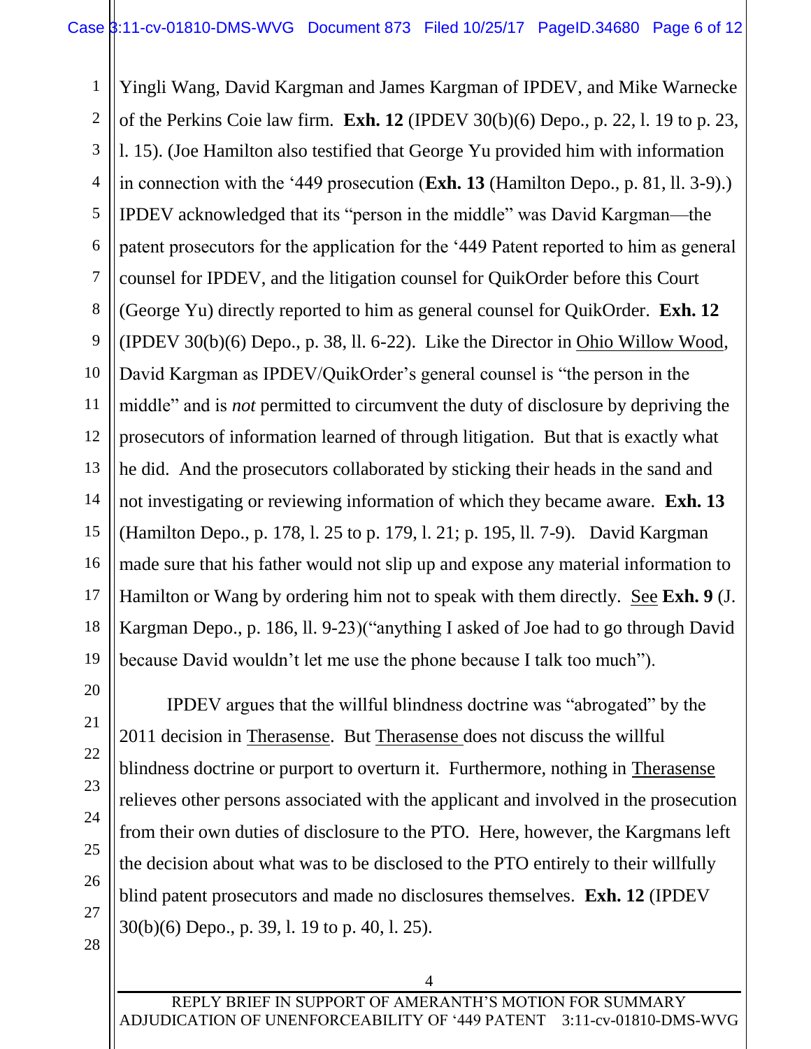Yingli Wang, David Kargman and James Kargman of IPDEV, and Mike Warnecke of the Perkins Coie law firm. **Exh. 12** (IPDEV 30(b)(6) Depo., p. 22, l. 19 to p. 23, l. 15). (Joe Hamilton also testified that George Yu provided him with information in connection with the '449 prosecution (**Exh. 13** (Hamilton Depo., p. 81, ll. 3-9).) IPDEV acknowledged that its "person in the middle" was David Kargman—the patent prosecutors for the application for the '449 Patent reported to him as general counsel for IPDEV, and the litigation counsel for QuikOrder before this Court (George Yu) directly reported to him as general counsel for QuikOrder. **Exh. 12** (IPDEV 30(b)(6) Depo., p. 38, ll. 6-22). Like the Director in Ohio Willow Wood, David Kargman as IPDEV/QuikOrder's general counsel is "the person in the middle" and is *not* permitted to circumvent the duty of disclosure by depriving the prosecutors of information learned of through litigation. But that is exactly what he did. And the prosecutors collaborated by sticking their heads in the sand and not investigating or reviewing information of which they became aware. **Exh. 13** (Hamilton Depo., p. 178, l. 25 to p. 179, l. 21; p. 195, ll. 7-9). David Kargman made sure that his father would not slip up and expose any material information to Hamilton or Wang by ordering him not to speak with them directly. See **Exh. 9** (J. Kargman Depo., p. 186, ll. 9-23)("anything I asked of Joe had to go through David because David wouldn't let me use the phone because I talk too much").

IPDEV argues that the willful blindness doctrine was "abrogated" by the 2011 decision in Therasense. But Therasense does not discuss the willful blindness doctrine or purport to overturn it. Furthermore, nothing in Therasense relieves other persons associated with the applicant and involved in the prosecution from their own duties of disclosure to the PTO. Here, however, the Kargmans left the decision about what was to be disclosed to the PTO entirely to their willfully blind patent prosecutors and made no disclosures themselves. **Exh. 12** (IPDEV 30(b)(6) Depo., p. 39, l. 19 to p. 40, l. 25).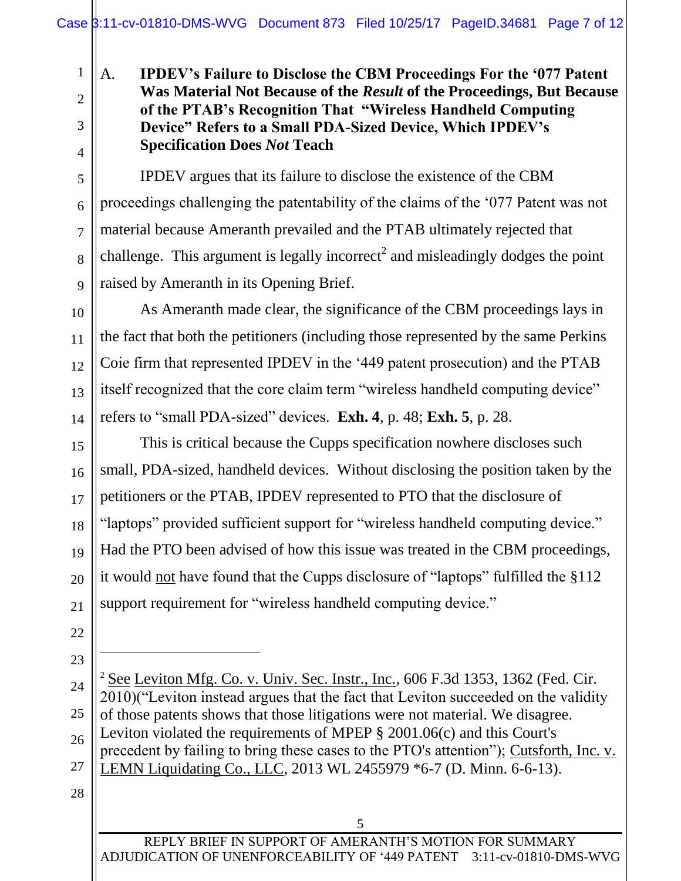### A. IPDEV's Failure to Disclose the CBM Proceedings For the '077 Patent Was Material Not Because of the *Result* of the Proceedings, But Because of the PTAB's Recognition That "Wireless Handheld Computing Device" Refers to a Small PDA-Sized Device, Which IPDEV's Specification Does *Not* Teach

IPDEV argues that its failure to disclose the existence of the CBM proceedings challenging the patentability of the claims of the '077 Patent was not material because Ameranth prevailed and the PTAB ultimately rejected that challenge. This argument is legally incorrect[2] and misleadingly dodges the point raised by Ameranth in its Opening Brief.

As Ameranth made clear, the significance of the CBM proceedings lays in the fact that both the petitioners (including those represented by the same Perkins Coie firm that represented IPDEV in the '449 patent prosecution) and the PTAB itself recognized that the core claim term "wireless handheld computing device" refers to "small PDA-sized" devices. **Exh. 4**, p. 48; **Exh. 5**, p. 28.

This is critical because the Cupps specification nowhere discloses such small, PDA-sized, handheld devices. Without disclosing the position taken by the petitioners or the PTAB, IPDEV represented to PTO that the disclosure of "laptops" provided sufficient support for "wireless handheld computing device." Had the PTO been advised of how this issue was treated in the CBM proceedings, it would <u>not</u> have found that the Cupps disclosure of "laptops" fulfilled the §112 support requirement for "wireless handheld computing device."

---

[2] <u>See</u> <u>Leviton Mfg. Co. v. Univ. Sec. Instr., Inc.</u>, 606 F.3d 1353, 1362 (Fed. Cir. 2010)("Leviton instead argues that the fact that Leviton succeeded on the validity of those patents shows that those litigations were not material. We disagree. Leviton violated the requirements of MPEP § 2001.06(c) and this Court's precedent by failing to bring these cases to the PTO's attention"); <u>Cutsforth, Inc. v. LEMN Liquidating Co., LLC</u>, 2013 WL 2455979 *6-7 (D. Minn. 6-6-13).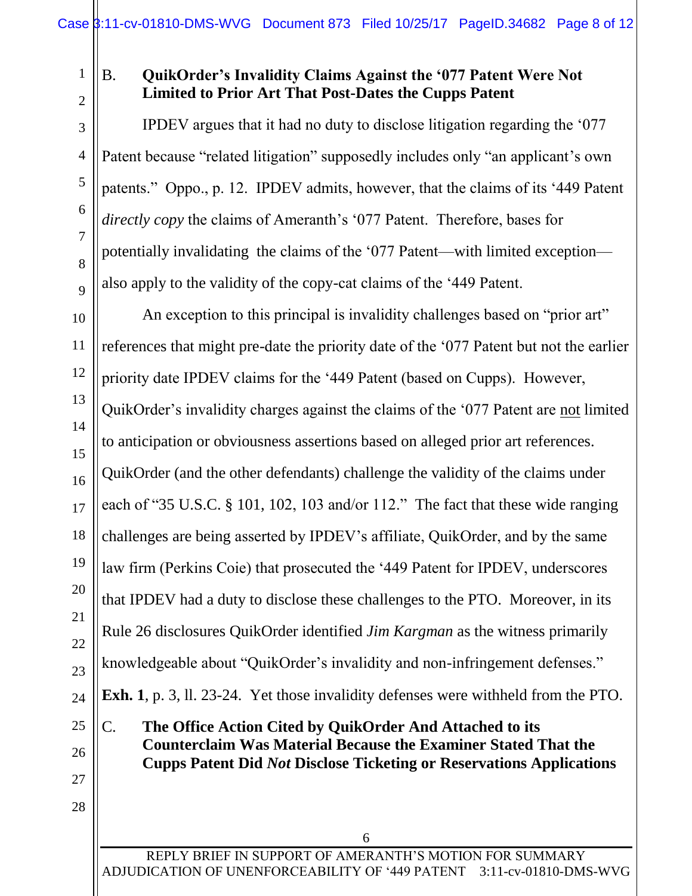### B. QuikOrder's Invalidity Claims Against the '077 Patent Were Not Limited to Prior Art That Post-Dates the Cupps Patent

IPDEV argues that it had no duty to disclose litigation regarding the '077 Patent because "related litigation" supposedly includes only "an applicant's own patents." Oppo., p. 12. IPDEV admits, however, that the claims of its '449 Patent *directly copy* the claims of Ameranth's '077 Patent. Therefore, bases for potentially invalidating the claims of the '077 Patent—with limited exception—also apply to the validity of the copy-cat claims of the '449 Patent.

An exception to this principal is invalidity challenges based on "prior art" references that might pre-date the priority date of the '077 Patent but not the earlier priority date IPDEV claims for the '449 Patent (based on Cupps). However, QuikOrder's invalidity charges against the claims of the '077 Patent are <u>not</u> limited to anticipation or obviousness assertions based on alleged prior art references. QuikOrder (and the other defendants) challenge the validity of the claims under each of "35 U.S.C. § 101, 102, 103 and/or 112." The fact that these wide ranging challenges are being asserted by IPDEV's affiliate, QuikOrder, and by the same law firm (Perkins Coie) that prosecuted the '449 Patent for IPDEV, underscores that IPDEV had a duty to disclose these challenges to the PTO. Moreover, in its Rule 26 disclosures QuikOrder identified *Jim Kargman* as the witness primarily knowledgeable about "QuikOrder's invalidity and non-infringement defenses." **Exh. 1**, p. 3, ll. 23-24. Yet those invalidity defenses were withheld from the PTO.

### C. The Office Action Cited by QuikOrder And Attached to its Counterclaim Was Material Because the Examiner Stated That the Cupps Patent Did *Not* Disclose Ticketing or Reservations Applications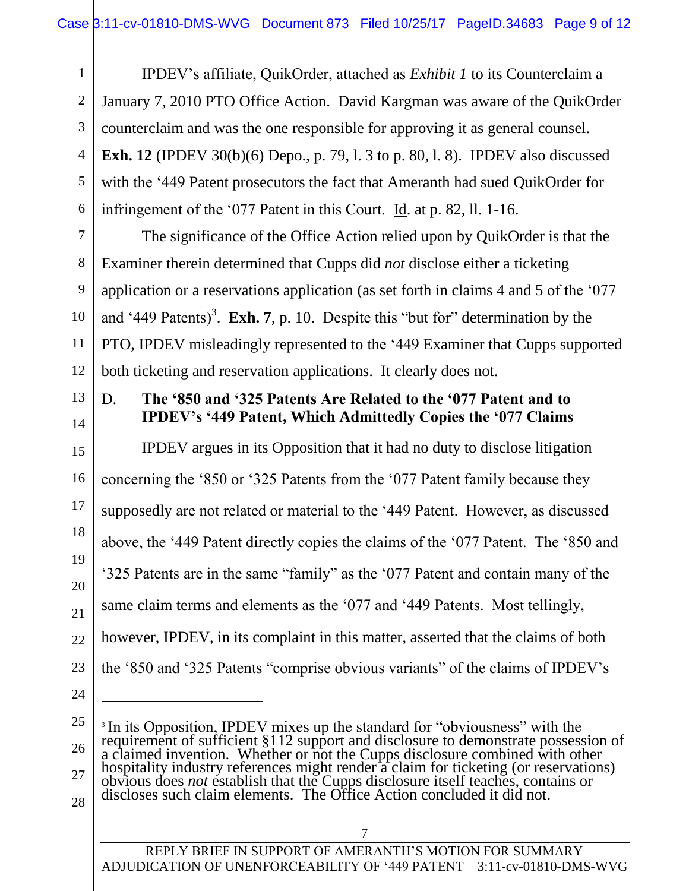IPDEV's affiliate, QuikOrder, attached as *Exhibit 1* to its Counterclaim a January 7, 2010 PTO Office Action. David Kargman was aware of the QuikOrder counterclaim and was the one responsible for approving it as general counsel. **Exh. 12** (IPDEV 30(b)(6) Depo., p. 79, l. 3 to p. 80, l. 8). IPDEV also discussed with the '449 Patent prosecutors the fact that Ameranth had sued QuikOrder for infringement of the '077 Patent in this Court. Id. at p. 82, ll. 1-16.

The significance of the Office Action relied upon by QuikOrder is that the Examiner therein determined that Cupps did *not* disclose either a ticketing application or a reservations application (as set forth in claims 4 and 5 of the '077 and '449 Patents)[3]. **Exh. 7**, p. 10. Despite this "but for" determination by the PTO, IPDEV misleadingly represented to the '449 Examiner that Cupps supported both ticketing and reservation applications. It clearly does not.

### D. The '850 and '325 Patents Are Related to the '077 Patent and to IPDEV's '449 Patent, Which Admittedly Copies the '077 Claims

IPDEV argues in its Opposition that it had no duty to disclose litigation concerning the '850 or '325 Patents from the '077 Patent family because they supposedly are not related or material to the '449 Patent. However, as discussed above, the '449 Patent directly copies the claims of the '077 Patent. The '850 and '325 Patents are in the same "family" as the '077 Patent and contain many of the same claim terms and elements as the '077 and '449 Patents. Most tellingly, however, IPDEV, in its complaint in this matter, asserted that the claims of both the '850 and '325 Patents "comprise obvious variants" of the claims of IPDEV's

---

[3] In its Opposition, IPDEV mixes up the standard for "obviousness" with the requirement of sufficient §112 support and disclosure to demonstrate possession of a claimed invention. Whether or not the Cupps disclosure combined with other hospitality industry references might render a claim for ticketing (or reservations) obvious does *not* establish that the Cupps disclosure itself teaches, contains or discloses such claim elements. The Office Action concluded it did not.

REPLY BRIEF IN SUPPORT OF AMERANTH'S MOTION FOR SUMMARY ADJUDICATION OF UNENFORCEABILITY OF '449 PATENT 3:11-cv-01810-DMS-WVG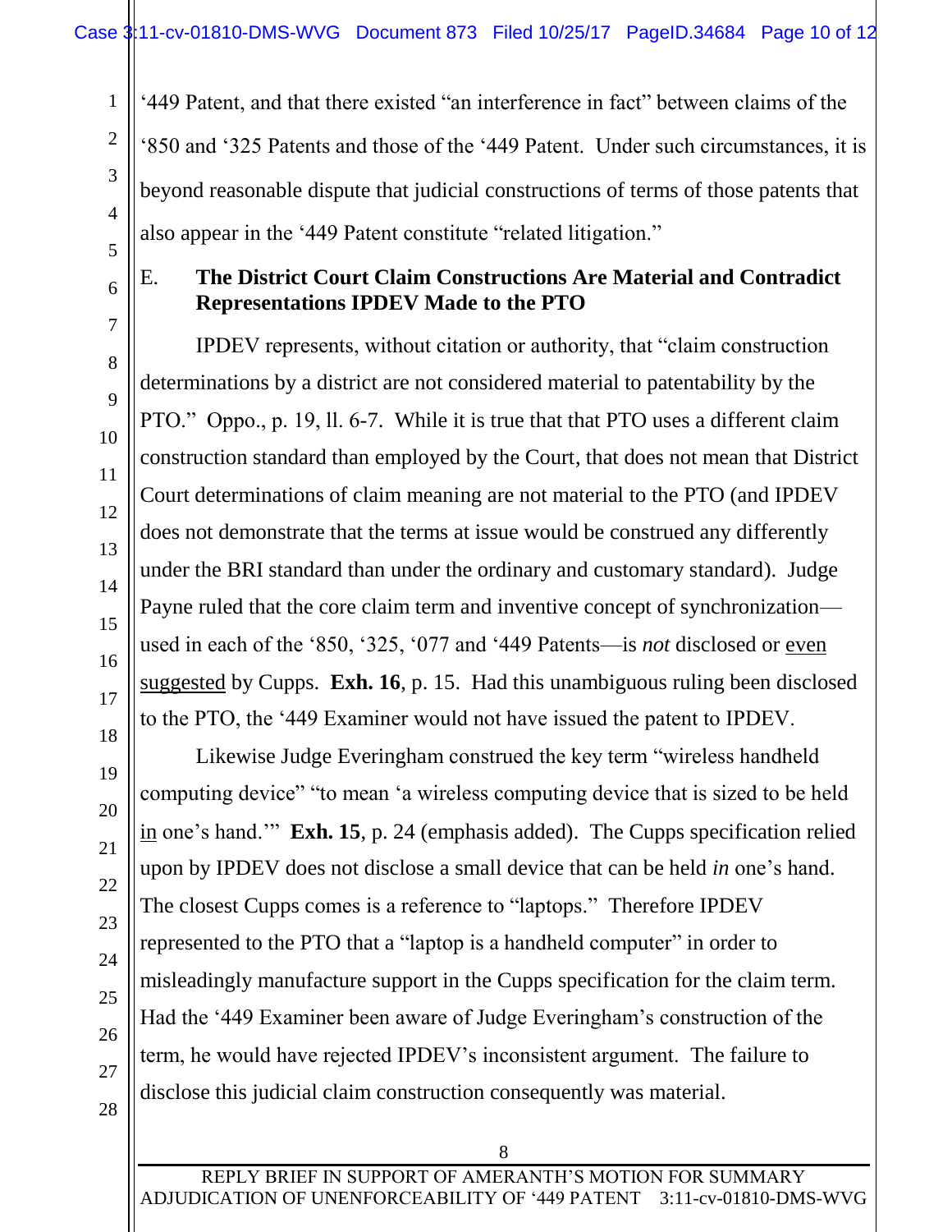'449 Patent, and that there existed "an interference in fact" between claims of the '850 and '325 Patents and those of the '449 Patent. Under such circumstances, it is beyond reasonable dispute that judicial constructions of terms of those patents that also appear in the '449 Patent constitute "related litigation."

### E. The District Court Claim Constructions Are Material and Contradict Representations IPDEV Made to the PTO

IPDEV represents, without citation or authority, that "claim construction determinations by a district are not considered material to patentability by the PTO." Oppo., p. 19, ll. 6-7. While it is true that that PTO uses a different claim construction standard than employed by the Court, that does not mean that District Court determinations of claim meaning are not material to the PTO (and IPDEV does not demonstrate that the terms at issue would be construed any differently under the BRI standard than under the ordinary and customary standard). Judge Payne ruled that the core claim term and inventive concept of synchronization—used in each of the '850, '325, '077 and '449 Patents—is *not* disclosed or <u>even suggested</u> by Cupps. **Exh. 16**, p. 15. Had this unambiguous ruling been disclosed to the PTO, the '449 Examiner would not have issued the patent to IPDEV.

Likewise Judge Everingham construed the key term "wireless handheld computing device" "to mean 'a wireless computing device that is sized to be held <u>in</u> one's hand.'" **Exh. 15**, p. 24 (emphasis added). The Cupps specification relied upon by IPDEV does not disclose a small device that can be held *in* one's hand. The closest Cupps comes is a reference to "laptops." Therefore IPDEV represented to the PTO that a "laptop is a handheld computer" in order to misleadingly manufacture support in the Cupps specification for the claim term. Had the '449 Examiner been aware of Judge Everingham's construction of the term, he would have rejected IPDEV's inconsistent argument. The failure to disclose this judicial claim construction consequently was material.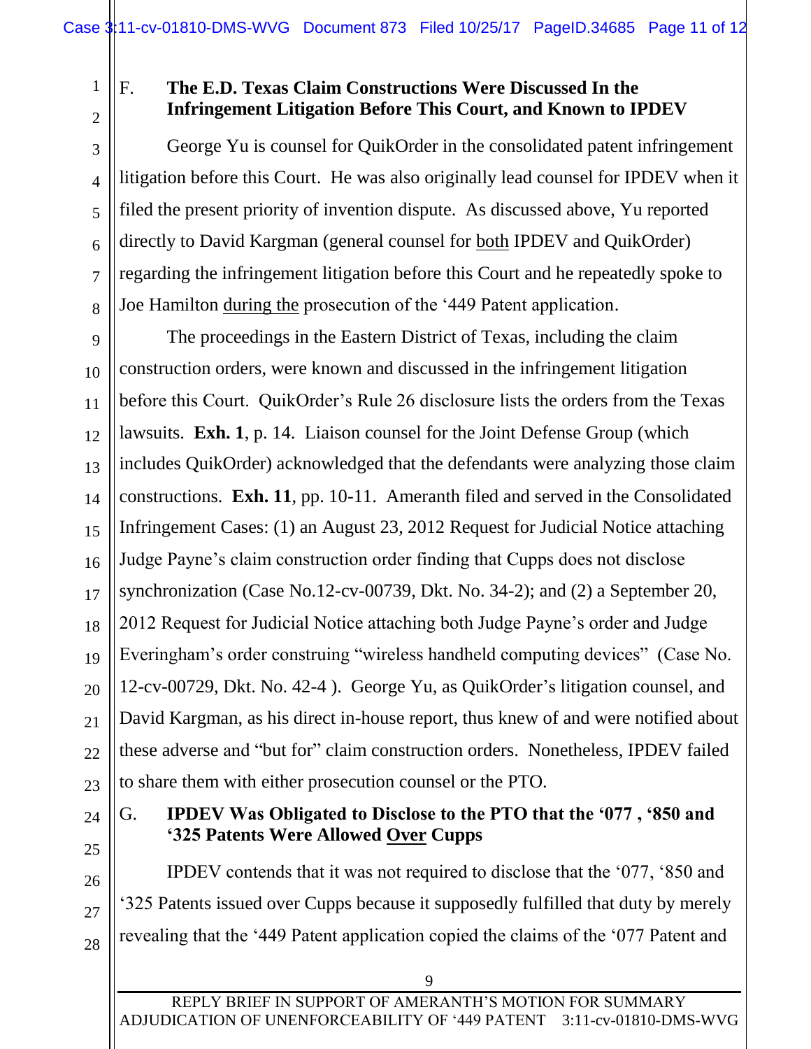## F. The E.D. Texas Claim Constructions Were Discussed In the Infringement Litigation Before This Court, and Known to IPDEV

George Yu is counsel for QuikOrder in the consolidated patent infringement litigation before this Court. He was also originally lead counsel for IPDEV when it filed the present priority of invention dispute. As discussed above, Yu reported directly to David Kargman (general counsel for both IPDEV and QuikOrder) regarding the infringement litigation before this Court and he repeatedly spoke to Joe Hamilton during the prosecution of the '449 Patent application.

The proceedings in the Eastern District of Texas, including the claim construction orders, were known and discussed in the infringement litigation before this Court. QuikOrder's Rule 26 disclosure lists the orders from the Texas lawsuits. **Exh. 1**, p. 14. Liaison counsel for the Joint Defense Group (which includes QuikOrder) acknowledged that the defendants were analyzing those claim constructions. **Exh. 11**, pp. 10-11. Ameranth filed and served in the Consolidated Infringement Cases: (1) an August 23, 2012 Request for Judicial Notice attaching Judge Payne's claim construction order finding that Cupps does not disclose synchronization (Case No.12-cv-00739, Dkt. No. 34-2); and (2) a September 20, 2012 Request for Judicial Notice attaching both Judge Payne's order and Judge Everingham's order construing "wireless handheld computing devices" (Case No. 12-cv-00729, Dkt. No. 42-4 ). George Yu, as QuikOrder's litigation counsel, and David Kargman, as his direct in-house report, thus knew of and were notified about these adverse and "but for" claim construction orders. Nonetheless, IPDEV failed to share them with either prosecution counsel or the PTO.

## G. IPDEV Was Obligated to Disclose to the PTO that the '077 , '850 and '325 Patents Were Allowed Over Cupps

IPDEV contends that it was not required to disclose that the '077, '850 and '325 Patents issued over Cupps because it supposedly fulfilled that duty by merely revealing that the '449 Patent application copied the claims of the '077 Patent and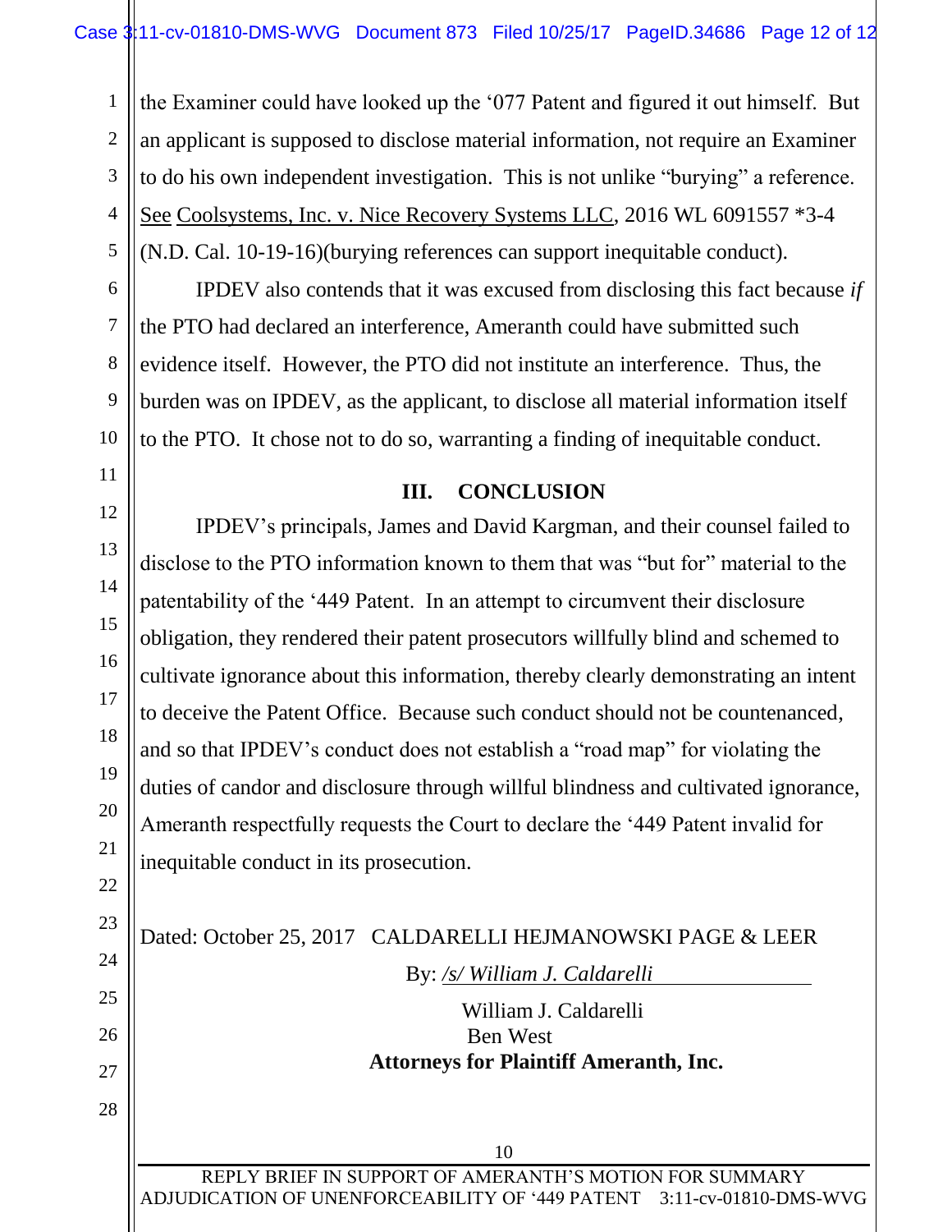the Examiner could have looked up the ‘077 Patent and figured it out himself. But an applicant is supposed to disclose material information, not require an Examiner to do his own independent investigation. This is not unlike “burying” a reference. See Coolsystems, Inc. v. Nice Recovery Systems LLC, 2016 WL 6091557 *3-4 (N.D. Cal. 10-19-16)(burying references can support inequitable conduct).

IPDEV also contends that it was excused from disclosing this fact because *if* the PTO had declared an interference, Ameranth could have submitted such evidence itself. However, the PTO did not institute an interference. Thus, the burden was on IPDEV, as the applicant, to disclose all material information itself to the PTO. It chose not to do so, warranting a finding of inequitable conduct.

## III. CONCLUSION

IPDEV’s principals, James and David Kargman, and their counsel failed to disclose to the PTO information known to them that was “but for” material to the patentability of the ‘449 Patent. In an attempt to circumvent their disclosure obligation, they rendered their patent prosecutors willfully blind and schemed to cultivate ignorance about this information, thereby clearly demonstrating an intent to deceive the Patent Office. Because such conduct should not be countenanced, and so that IPDEV’s conduct does not establish a “road map” for violating the duties of candor and disclosure through willful blindness and cultivated ignorance, Ameranth respectfully requests the Court to declare the ‘449 Patent invalid for inequitable conduct in its prosecution.

Dated: October 25, 2017 CALDARELLI HEJMANOWSKI PAGE & LEER

By: */s/ William J. Caldarelli*

William J. Caldarelli
Ben West
**Attorneys for Plaintiff Ameranth, Inc.**